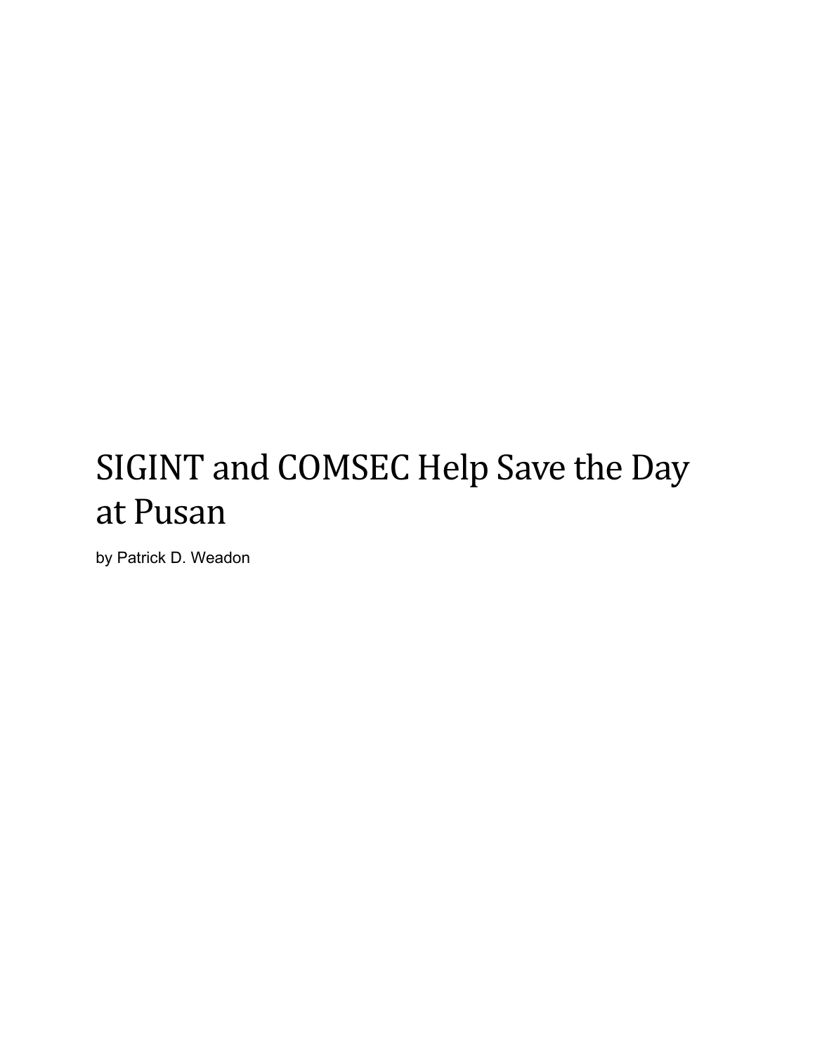# SIGINT and COMSEC Help Save the Day at Pusan

by Patrick D. Weadon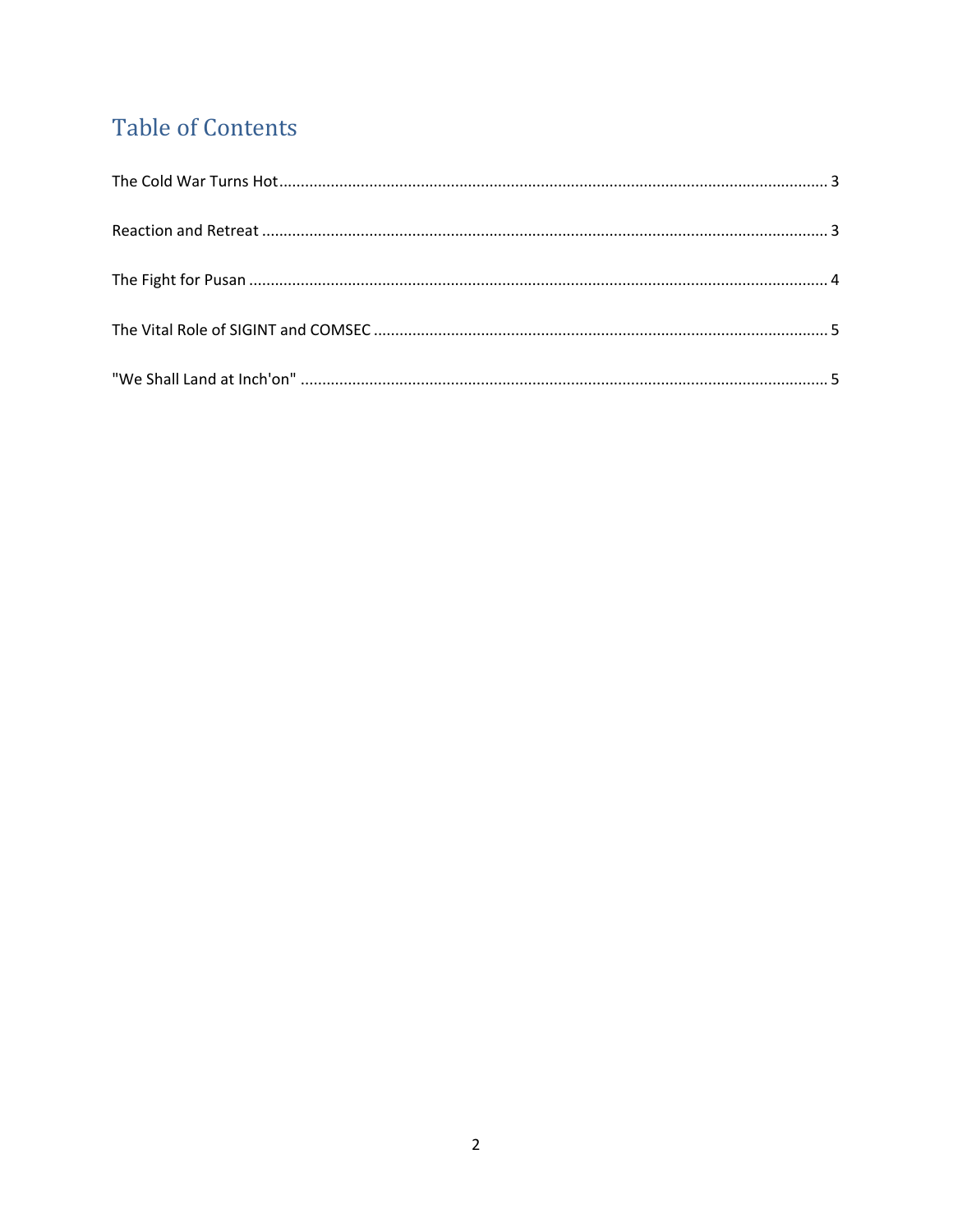# Table of Contents

The Cold War Turns Hot ... 3

Reaction and Retreat ... 3

The Fight for Pusan ... 4

The Vital Role of SIGINT and COMSEC ... 5

"We Shall Land at Inch'on" ... 5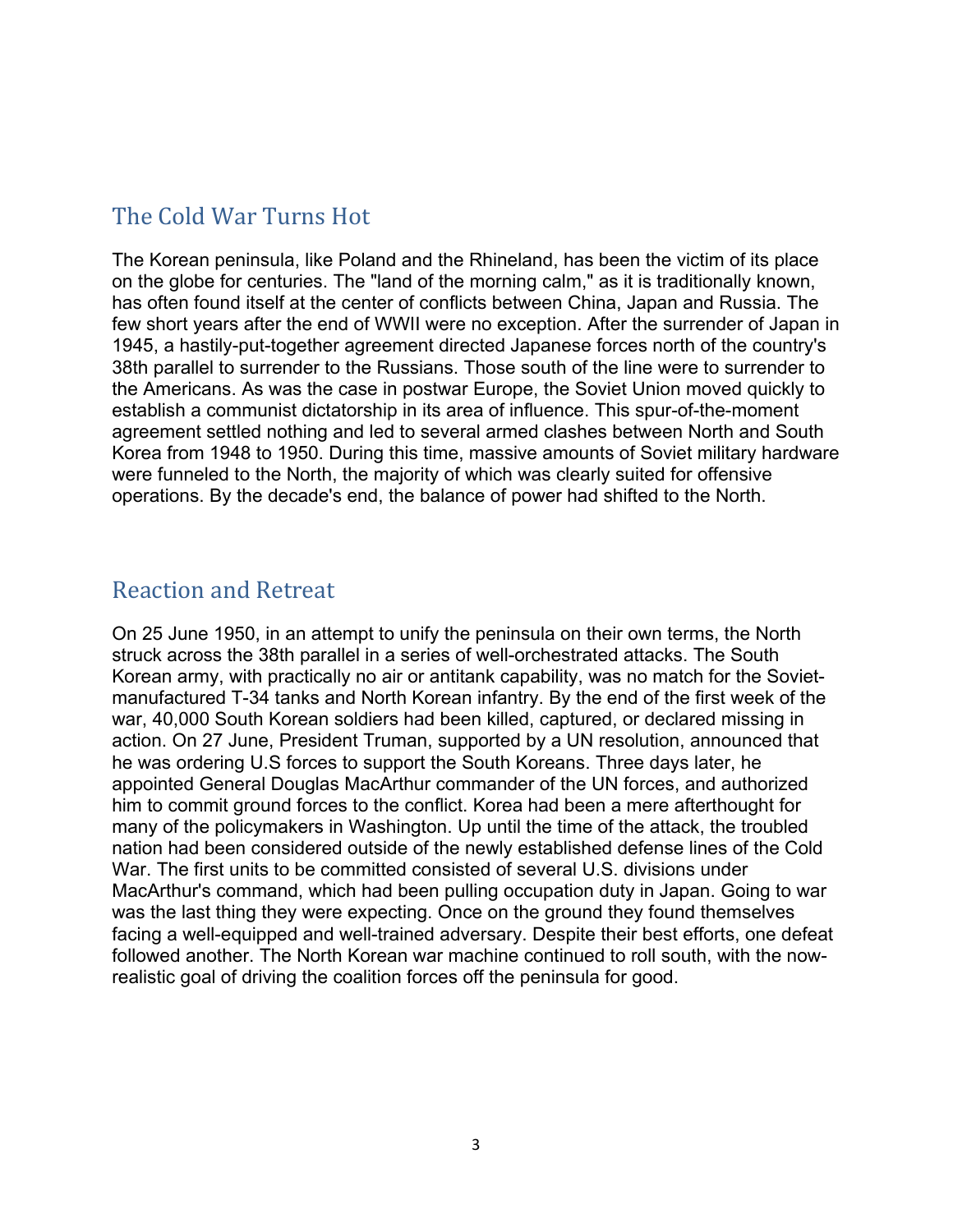## The Cold War Turns Hot

The Korean peninsula, like Poland and the Rhineland, has been the victim of its place on the globe for centuries. The "land of the morning calm," as it is traditionally known, has often found itself at the center of conflicts between China, Japan and Russia. The few short years after the end of WWII were no exception. After the surrender of Japan in 1945, a hastily-put-together agreement directed Japanese forces north of the country's 38th parallel to surrender to the Russians. Those south of the line were to surrender to the Americans. As was the case in postwar Europe, the Soviet Union moved quickly to establish a communist dictatorship in its area of influence. This spur-of-the-moment agreement settled nothing and led to several armed clashes between North and South Korea from 1948 to 1950. During this time, massive amounts of Soviet military hardware were funneled to the North, the majority of which was clearly suited for offensive operations. By the decade's end, the balance of power had shifted to the North.

## Reaction and Retreat

On 25 June 1950, in an attempt to unify the peninsula on their own terms, the North struck across the 38th parallel in a series of well-orchestrated attacks. The South Korean army, with practically no air or antitank capability, was no match for the Soviet-manufactured T-34 tanks and North Korean infantry. By the end of the first week of the war, 40,000 South Korean soldiers had been killed, captured, or declared missing in action. On 27 June, President Truman, supported by a UN resolution, announced that he was ordering U.S forces to support the South Koreans. Three days later, he appointed General Douglas MacArthur commander of the UN forces, and authorized him to commit ground forces to the conflict. Korea had been a mere afterthought for many of the policymakers in Washington. Up until the time of the attack, the troubled nation had been considered outside of the newly established defense lines of the Cold War. The first units to be committed consisted of several U.S. divisions under MacArthur's command, which had been pulling occupation duty in Japan. Going to war was the last thing they were expecting. Once on the ground they found themselves facing a well-equipped and well-trained adversary. Despite their best efforts, one defeat followed another. The North Korean war machine continued to roll south, with the now-realistic goal of driving the coalition forces off the peninsula for good.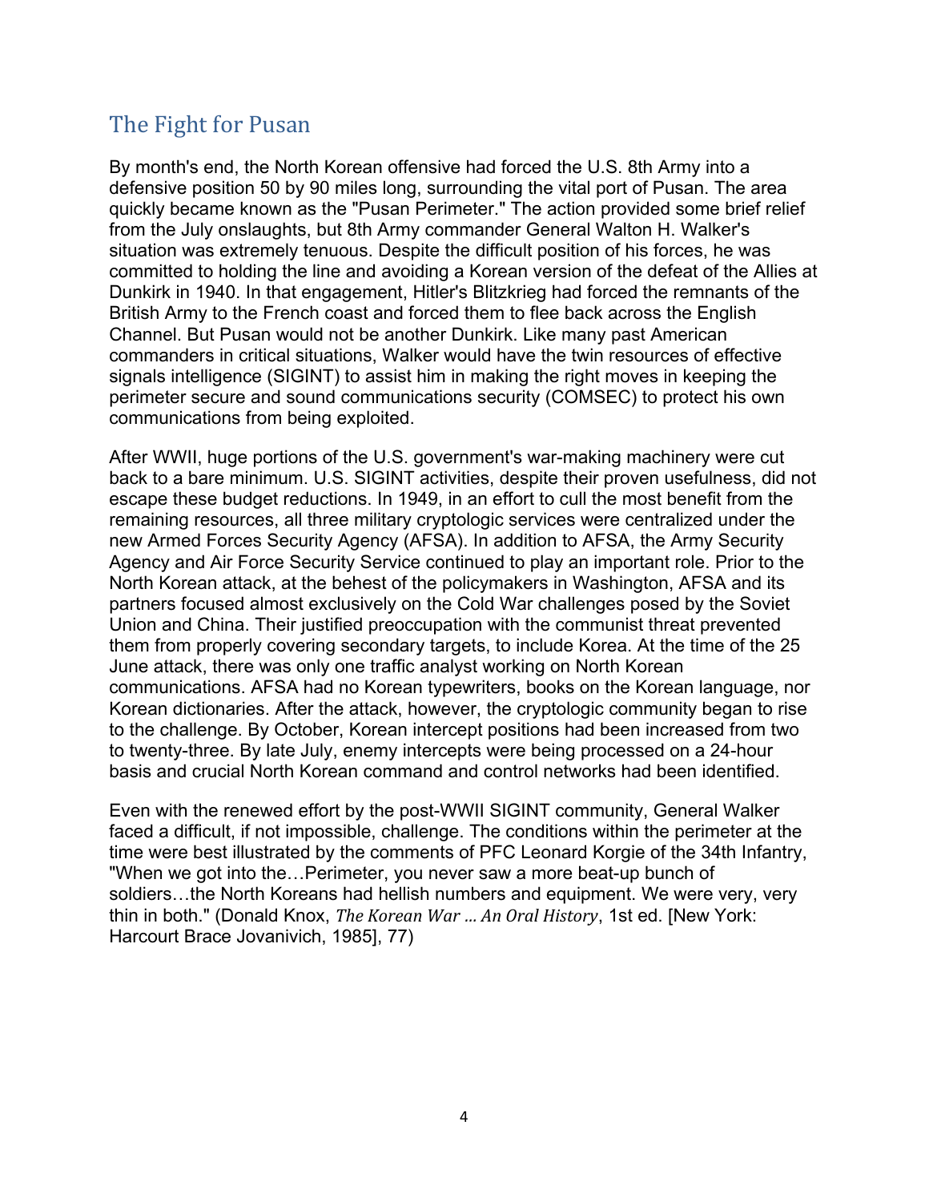## The Fight for Pusan

By month's end, the North Korean offensive had forced the U.S. 8th Army into a defensive position 50 by 90 miles long, surrounding the vital port of Pusan. The area quickly became known as the "Pusan Perimeter." The action provided some brief relief from the July onslaughts, but 8th Army commander General Walton H. Walker's situation was extremely tenuous. Despite the difficult position of his forces, he was committed to holding the line and avoiding a Korean version of the defeat of the Allies at Dunkirk in 1940. In that engagement, Hitler's Blitzkrieg had forced the remnants of the British Army to the French coast and forced them to flee back across the English Channel. But Pusan would not be another Dunkirk. Like many past American commanders in critical situations, Walker would have the twin resources of effective signals intelligence (SIGINT) to assist him in making the right moves in keeping the perimeter secure and sound communications security (COMSEC) to protect his own communications from being exploited.

After WWII, huge portions of the U.S. government's war-making machinery were cut back to a bare minimum. U.S. SIGINT activities, despite their proven usefulness, did not escape these budget reductions. In 1949, in an effort to cull the most benefit from the remaining resources, all three military cryptologic services were centralized under the new Armed Forces Security Agency (AFSA). In addition to AFSA, the Army Security Agency and Air Force Security Service continued to play an important role. Prior to the North Korean attack, at the behest of the policymakers in Washington, AFSA and its partners focused almost exclusively on the Cold War challenges posed by the Soviet Union and China. Their justified preoccupation with the communist threat prevented them from properly covering secondary targets, to include Korea. At the time of the 25 June attack, there was only one traffic analyst working on North Korean communications. AFSA had no Korean typewriters, books on the Korean language, nor Korean dictionaries. After the attack, however, the cryptologic community began to rise to the challenge. By October, Korean intercept positions had been increased from two to twenty-three. By late July, enemy intercepts were being processed on a 24-hour basis and crucial North Korean command and control networks had been identified.

Even with the renewed effort by the post-WWII SIGINT community, General Walker faced a difficult, if not impossible, challenge. The conditions within the perimeter at the time were best illustrated by the comments of PFC Leonard Korgie of the 34th Infantry, "When we got into the…Perimeter, you never saw a more beat-up bunch of soldiers…the North Koreans had hellish numbers and equipment. We were very, very thin in both." (Donald Knox, *The Korean War … An Oral History*, 1st ed. [New York: Harcourt Brace Jovanivich, 1985], 77)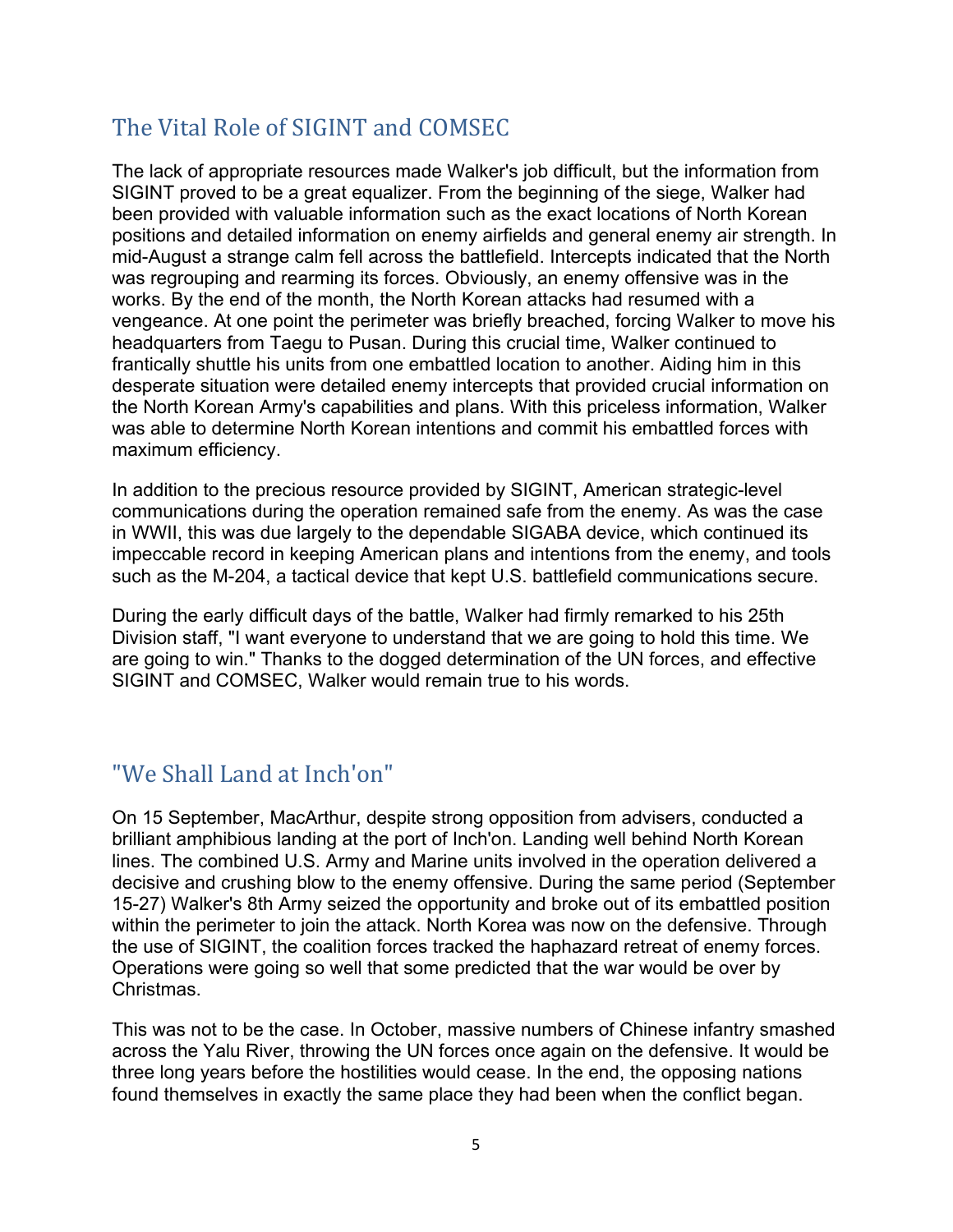## The Vital Role of SIGINT and COMSEC

The lack of appropriate resources made Walker's job difficult, but the information from SIGINT proved to be a great equalizer. From the beginning of the siege, Walker had been provided with valuable information such as the exact locations of North Korean positions and detailed information on enemy airfields and general enemy air strength. In mid-August a strange calm fell across the battlefield. Intercepts indicated that the North was regrouping and rearming its forces. Obviously, an enemy offensive was in the works. By the end of the month, the North Korean attacks had resumed with a vengeance. At one point the perimeter was briefly breached, forcing Walker to move his headquarters from Taegu to Pusan. During this crucial time, Walker continued to frantically shuttle his units from one embattled location to another. Aiding him in this desperate situation were detailed enemy intercepts that provided crucial information on the North Korean Army's capabilities and plans. With this priceless information, Walker was able to determine North Korean intentions and commit his embattled forces with maximum efficiency.

In addition to the precious resource provided by SIGINT, American strategic-level communications during the operation remained safe from the enemy. As was the case in WWII, this was due largely to the dependable SIGABA device, which continued its impeccable record in keeping American plans and intentions from the enemy, and tools such as the M-204, a tactical device that kept U.S. battlefield communications secure.

During the early difficult days of the battle, Walker had firmly remarked to his 25th Division staff, "I want everyone to understand that we are going to hold this time. We are going to win." Thanks to the dogged determination of the UN forces, and effective SIGINT and COMSEC, Walker would remain true to his words.

## "We Shall Land at Inch'on"

On 15 September, MacArthur, despite strong opposition from advisers, conducted a brilliant amphibious landing at the port of Inch'on. Landing well behind North Korean lines. The combined U.S. Army and Marine units involved in the operation delivered a decisive and crushing blow to the enemy offensive. During the same period (September 15-27) Walker's 8th Army seized the opportunity and broke out of its embattled position within the perimeter to join the attack. North Korea was now on the defensive. Through the use of SIGINT, the coalition forces tracked the haphazard retreat of enemy forces. Operations were going so well that some predicted that the war would be over by Christmas.

This was not to be the case. In October, massive numbers of Chinese infantry smashed across the Yalu River, throwing the UN forces once again on the defensive. It would be three long years before the hostilities would cease. In the end, the opposing nations found themselves in exactly the same place they had been when the conflict began.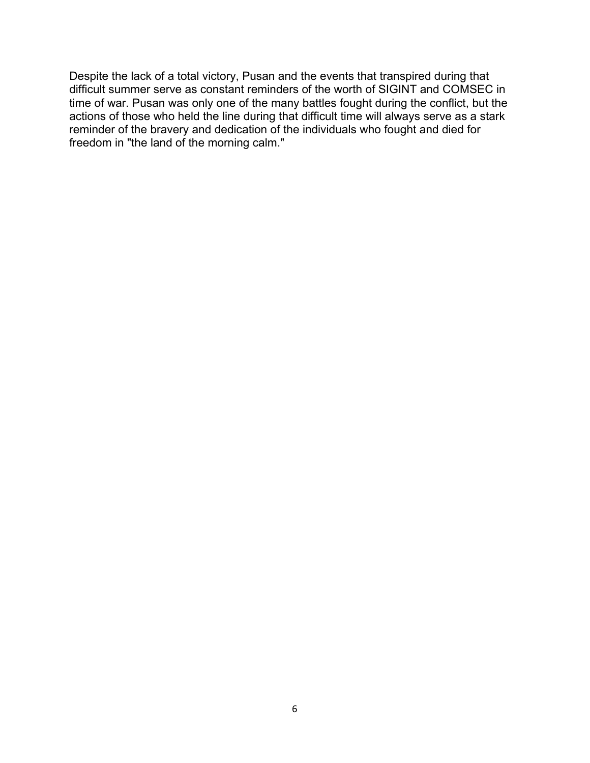Despite the lack of a total victory, Pusan and the events that transpired during that difficult summer serve as constant reminders of the worth of SIGINT and COMSEC in time of war. Pusan was only one of the many battles fought during the conflict, but the actions of those who held the line during that difficult time will always serve as a stark reminder of the bravery and dedication of the individuals who fought and died for freedom in "the land of the morning calm."